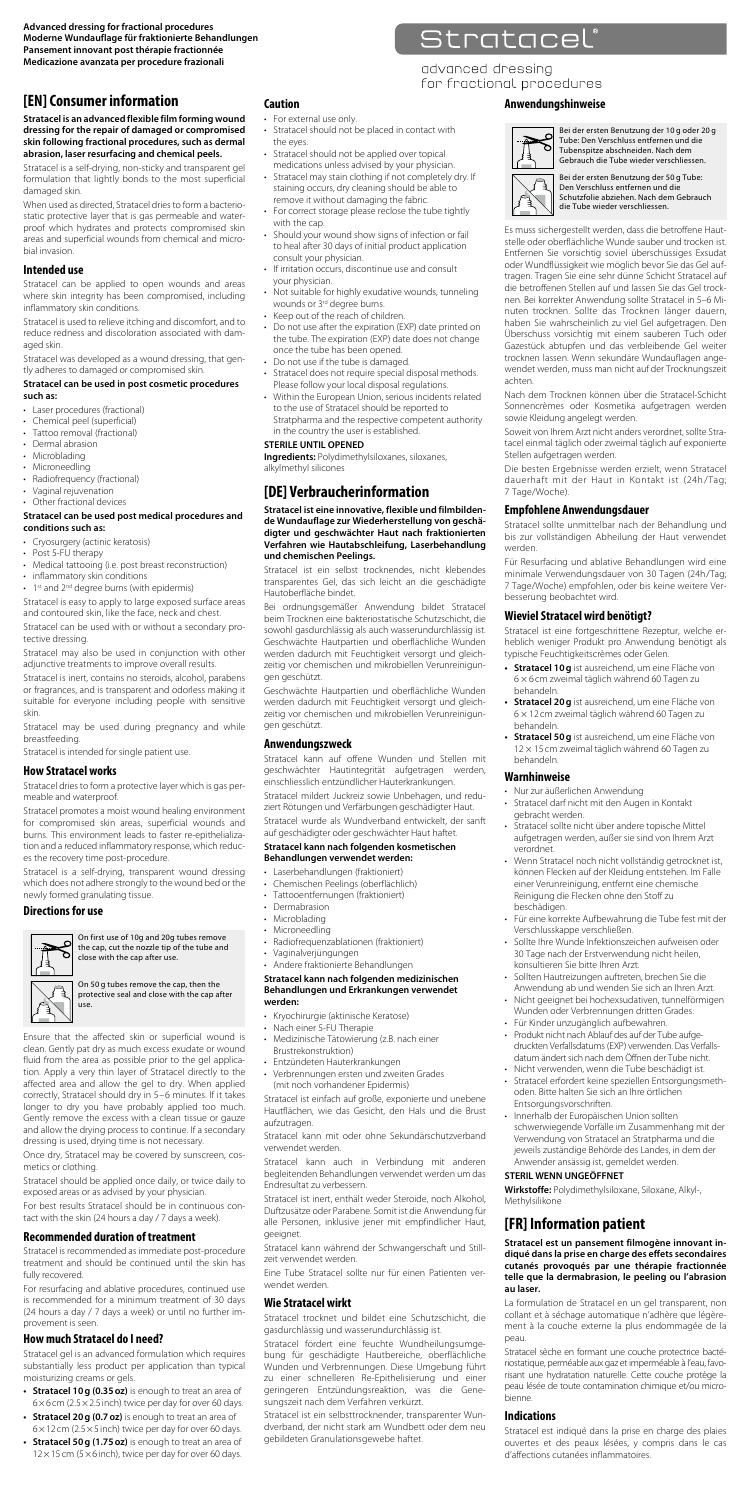**Advanced dressing for fractional procedures**
**Moderne Wundauflage für fraktionierte Behandlungen**
**Pansement innovant post thérapie fractionnée**
**Medicazione avanzata per procedure frazionali**

# Stratacel®

advanced dressing for fractional procedures

## [EN] Consumer information

**Stratacel is an advanced flexible film forming wound dressing for the repair of damaged or compromised skin following fractional procedures, such as dermal abrasion, laser resurfacing and chemical peels.**

Stratacel is a self-drying, non-sticky and transparent gel formulation that lightly bonds to the most superficial damaged skin.

When used as directed, Stratacel dries to form a bacteriostatic protective layer that is gas permeable and waterproof which hydrates and protects compromised skin areas and superficial wounds from chemical and microbial invasion.

### Intended use

Stratacel can be applied to open wounds and areas where skin integrity has been compromised, including inflammatory skin conditions.

Stratacel is used to relieve itching and discomfort, and to reduce redness and discoloration associated with damaged skin.

Stratacel was developed as a wound dressing, that gently adheres to damaged or compromised skin.

**Stratacel can be used in post cosmetic procedures such as:**

- Laser procedures (fractional)
- Chemical peel (superficial)
- Tattoo removal (fractional)
- Dermal abrasion
- Microblading
- Microneedling
- Radiofrequency (fractional)
- Vaginal rejuvenation
- Other fractional devices

**Stratacel can be used post medical procedures and conditions such as:**

- Cryosurgery (actinic keratosis)
- Post 5-FU therapy
- Medical tattooing (i.e. post breast reconstruction)
- inflammatory skin conditions
- 1st and 2nd degree burns (with epidermis)

Stratacel is easy to apply to large exposed surface areas and contoured skin, like the face, neck and chest.

Stratacel can be used with or without a secondary protective dressing.

Stratacel may also be used in conjunction with other adjunctive treatments to improve overall results.

Stratacel is inert, contains no steroids, alcohol, parabens or fragrances, and is transparent and odorless making it suitable for everyone including people with sensitive skin.

Stratacel may be used during pregnancy and while breastfeeding.

Stratacel is intended for single patient use.

### How Stratacel works

Stratacel dries to form a protective layer which is gas permeable and waterproof.

Stratacel promotes a moist wound healing environment for compromised skin areas, superficial wounds and burns. This environment leads to faster re-epithelialization and a reduced inflammatory response, which reduces the recovery time post-procedure.

Stratacel is a self-drying, transparent wound dressing which does not adhere strongly to the wound bed or the newly formed granulating tissue.

### Directions for use

On first use of 10g and 20g tubes remove the cap, cut the nozzle tip of the tube and close with the cap after use.

On 50 g tubes remove the cap, then the protective seal and close with the cap after use.

Ensure that the affected skin or superficial wound is clean. Gently pat dry as much excess exudate or wound fluid from the area as possible prior to the gel application. Apply a very thin layer of Stratacel directly to the affected area and allow the gel to dry. When applied correctly, Stratacel should dry in 5–6 minutes. If it takes longer to dry you have probably applied too much. Gently remove the excess with a clean tissue or gauze and allow the drying process to continue. If a secondary dressing is used, drying time is not necessary.

Once dry, Stratacel may be covered by sunscreen, cosmetics or clothing.

Stratacel should be applied once daily, or twice daily to exposed areas or as advised by your physician.

For best results Stratacel should be in continuous contact with the skin (24 hours a day / 7 days a week).

### Recommended duration of treatment

Stratacel is recommended as immediate post-procedure treatment and should be continued until the skin has fully recovered.

For resurfacing and ablative procedures, continued use is recommended for a minimum treatment of 30 days (24 hours a day / 7 days a week) or until no further improvement is seen.

### How much Stratacel do I need?

Stratacel gel is an advanced formulation which requires substantially less product per application than typical moisturizing creams or gels.

- **Stratacel 10 g (0.35 oz)** is enough to treat an area of 6×6 cm (2.5×2.5 inch) twice per day for over 60 days.
- **Stratacel 20 g (0.7 oz)** is enough to treat an area of 6×12 cm (2.5×5 inch) twice per day for over 60 days.
- **Stratacel 50 g (1.75 oz)** is enough to treat an area of 12×15 cm (5×6 inch), twice per day for over 60 days.

### Caution

- For external use only.
- Stratacel should not be placed in contact with the eyes.
- Stratacel should not be applied over topical medications unless advised by your physician.
- Stratacel may stain clothing if not completely dry. If staining occurs, dry cleaning should be able to remove it without damaging the fabric.
- For correct storage please reclose the tube tightly with the cap.
- Should your wound show signs of infection or fail to heal after 30 days of initial product application consult your physician.
- If irritation occurs, discontinue use and consult your physician.
- Not suitable for highly exudative wounds, tunneling wounds or 3rd degree burns.
- Keep out of the reach of children.
- Do not use after the expiration (EXP) date printed on the tube. The expiration (EXP) date does not change once the tube has been opened.
- Do not use if the tube is damaged.
- Stratacel does not require special disposal methods. Please follow your local disposal regulations.
- Within the European Union, serious incidents related to the use of Stratacel should be reported to Stratpharma and the respective competent authority in the country the user is established.

**STERILE UNTIL OPENED**

**Ingredients:** Polydimethylsiloxanes, siloxanes, alkylmethyl silicones

## [DE] Verbraucherinformation

**Stratacel ist eine innovative, flexible und filmbildende Wundauflage zur Wiederherstellung von geschädigter und geschwächter Haut nach fraktionierten Verfahren wie Hautabschleifung, Laserbehandlung und chemischen Peelings.**

Stratacel ist ein selbst trocknendes, nicht klebendes transparentes Gel, das sich leicht an die geschädigte Hautoberfläche bindet.

Bei ordnungsgemäßer Anwendung bildet Stratacel beim Trocknen eine bakteriostatische Schutzschicht, die sowohl gasdurchlässig als auch wasserundurchlässig ist. Geschwächte Hautpartien und oberflächliche Wunden werden dadurch mit Feuchtigkeit versorgt und gleichzeitig vor chemischen und mikrobiellen Verunreinigungen geschützt.

Geschwächte Hautpartien und oberflächliche Wunden werden dadurch mit Feuchtigkeit versorgt und gleichzeitig vor chemischen und mikrobiellen Verunreinigungen geschützt.

### Anwendungszweck

Stratacel kann auf offene Wunden und Stellen mit geschwächter Hautintegrität aufgetragen werden, einschliesslich entzündlicher Hauterkrankungen.

Stratacel mildert Juckreiz sowie Unbehagen, und reduziert Rötungen und Verfärbungen geschädigter Haut.

Stratacel wurde als Wundverband entwickelt, der sanft auf geschädigter oder geschwächter Haut haftet.

**Stratacel kann nach folgenden kosmetischen Behandlungen verwendet werden:**

- Laserbehandlungen (fraktioniert)
- Chemischen Peelings (oberflächlich)
- Tattooentfernungen (fraktioniert)
- Dermabrasion
- Microblading
- Microneedling
- Radiofrequenzablationen (fraktioniert)
- Vaginalverjüngungen
- Andere fraktionierte Behandlungen

**Stratacel kann nach folgenden medizinischen Behandlungen und Erkrankungen verwendet werden:**

- Kryochirurgie (aktinische Keratose)
- Nach einer 5-FU Therapie
- Medizinische Tätowierung (z.B. nach einer Brustrekonstruktion)
- Entzündeten Hauterkrankungen
- Verbrennungen ersten und zweiten Grades (mit noch vorhandener Epidermis)

Stratacel ist einfach auf große, exponierte und unebene Hautflächen, wie das Gesicht, den Hals und die Brust aufzutragen.

Stratacel kann mit oder ohne Sekundärschutzverband verwendet werden.

Stratacel kann auch in Verbindung mit anderen begleitenden Behandlungen verwendet werden um das Endresultat zu verbessern.

Stratacel ist inert, enthält weder Steroide, noch Alkohol, Duftzusätze oder Parabene. Somit ist die Anwendung für alle Personen, inklusive jener mit empfindlicher Haut, geeignet.

Stratacel kann während der Schwangerschaft und Stillzeit verwendet werden.

Eine Tube Stratacel sollte nur für einen Patienten verwendet werden.

### Wie Stratacel wirkt

Stratacel trocknet und bildet eine Schutzschicht, die gasdurchlässig und wasserundurchlässig ist.

Stratacel fördert eine feuchte Wundheilungsumgebung für geschädigte Hautbereiche, oberflächliche Wunden und Verbrennungen. Diese Umgebung führt zu einer schnelleren Re-Epithelisierung und einer geringeren Entzündungsreaktion, was die Genesungszeit nach dem Verfahren verkürzt.

Stratacel ist ein selbsttrocknender, transparenter Wundverband, der nicht stark am Wundbett oder dem neu gebildeten Granulationsgewebe haftet.

### Anwendungshinweise

Bei der ersten Benutzung der 10 g oder 20 g Tube: Den Verschluss entfernen und die Tubenspitze abschneiden. Nach dem Gebrauch die Tube wieder verschliessen.

Bei der ersten Benutzung der 50 g Tube: Den Verschluss entfernen und die Schutzfolie abziehen. Nach dem Gebrauch die Tube wieder verschliessen.

Es muss sichergestellt werden, dass die betroffene Hautstelle oder oberflächliche Wunde sauber und trocken ist. Entfernen Sie vorsichtig soviel überschüssiges Exsudat oder Wundflüssigkeit wie möglich bevor Sie das Gel auftragen. Tragen Sie eine sehr dünne Schicht Stratacel auf die betroffenen Stellen auf und lassen Sie das Gel trocknen. Bei korrekter Anwendung sollte Stratacel in 5–6 Minuten trocknen. Sollte das Trocknen länger dauern, haben Sie wahrscheinlich zu viel Gel aufgetragen. Den Überschuss vorsichtig mit einem sauberen Tuch oder Gazestück abtupfen und das verbleibende Gel weiter trocknen lassen. Wenn sekundäre Wundauflagen angewendet werden, muss man nicht auf der Trocknungszeit achten.

Nach dem Trocknen können über die Stratacel-Schicht Sonnencrèmes oder Kosmetika aufgetragen werden sowie Kleidung angelegt werden.

Soweit von Ihrem Arzt nicht anders verordnet, sollte Stratacel einmal täglich oder zweimal täglich auf exponierte Stellen aufgetragen werden.

Die besten Ergebnisse werden erzielt, wenn Stratacel dauerhaft mit der Haut in Kontakt ist (24h/Tag; 7 Tage/Woche).

### Empfohlene Anwendungsdauer

Stratacel sollte unmittelbar nach der Behandlung und bis zur vollständigen Abheilung der Haut verwendet werden.

Für Resurfacing und ablative Behandlungen wird eine minimale Verwendungsdauer von 30 Tagen (24h/Tag; 7 Tage/Woche) empfohlen, oder bis keine weitere Verbesserung beobachtet wird.

### Wieviel Stratacel wird benötigt?

Stratacel ist eine fortgeschrittene Rezeptur, welche erheblich weniger Produkt pro Anwendung benötigt als typische Feuchtigkeitscrèmes oder Gelen.

- **Stratacel 10 g** ist ausreichend, um eine Fläche von 6×6 cm zweimal täglich während 60 Tagen zu behandeln.
- **Stratacel 20 g** ist ausreichend, um eine Fläche von 6×12 cm zweimal täglich während 60 Tagen zu behandeln.
- **Stratacel 50 g** ist ausreichend, um eine Fläche von 12×15 cm zweimal täglich während 60 Tagen zu behandeln.

### Warnhinweise

- Nur zur äußerlichen Anwendung
- Stratacel darf nicht mit den Augen in Kontakt gebracht werden.
- Stratacel sollte nicht über andere topische Mittel aufgetragen werden, außer sie sind von Ihrem Arzt verordnet.
- Wenn Stratacel noch nicht vollständig getrocknet ist, können Flecken auf der Kleidung entstehen. Im Falle einer Verunreinigung, entfernt eine chemische Reinigung die Flecken ohne den Stoff zu beschädigen.
- Für eine korrekte Aufbewahrung die Tube fest mit der Verschlusskappe verschließen.
- Sollte Ihre Wunde Infektionszeichen aufweisen oder 30 Tage nach der Erstverwendung nicht heilen, konsultieren Sie bitte Ihren Arzt.
- Sollten Hautreizungen auftreten, brechen Sie die Anwendung ab und wenden Sie sich an Ihren Arzt.
- Nicht geeignet bei hochexsudativen, tunnelförmigen Wunden oder Verbrennungen dritten Grades.
- Für Kinder unzugänglich aufbewahren.
- Produkt nicht nach Ablauf des auf der Tube aufgedruckten Verfallsdatums (EXP) verwenden. Das Verfallsdatum ändert sich nach dem Öffnen der Tube nicht.
- Nicht verwenden, wenn die Tube beschädigt ist.
- Stratacel erfordert keine speziellen Entsorgungsmethoden. Bitte halten Sie sich an Ihre örtlichen Entsorgungsvorschriften.
- Innerhalb der Europäischen Union sollten schwerwiegende Vorfälle im Zusammenhang mit der Verwendung von Stratacel an Stratpharma und die jeweils zuständige Behörde des Landes, in dem der Anwender ansässig ist, gemeldet werden.

**STERIL WENN UNGEÖFFNET**

**Wirkstoffe:** Polydimethylsiloxane, Siloxane, Alkyl-, Methylsilikone

## [FR] Information patient

**Stratacel est un pansement filmogène innovant indiqué dans la prise en charge des effets secondaires cutanés provoqués par une thérapie fractionnée telle que la dermabrasion, le peeling ou l'abrasion au laser.**

La formulation de Stratacel en un gel transparent, non collant et à séchage automatique n'adhère que légèrement à la couche externe la plus endommagée de la peau.

Stratacel sèche en formant une couche protectrice bactériostatique, perméable aux gaz et imperméable à l'eau, favorisant une hydratation naturelle. Cette couche protège la peau lésée de toute contamination chimique et/ou microbienne.

### Indications

Stratacel est indiqué dans la prise en charge des plaies ouvertes et des peaux lésées, y compris dans le cas d'affections cutanées inflammatoires.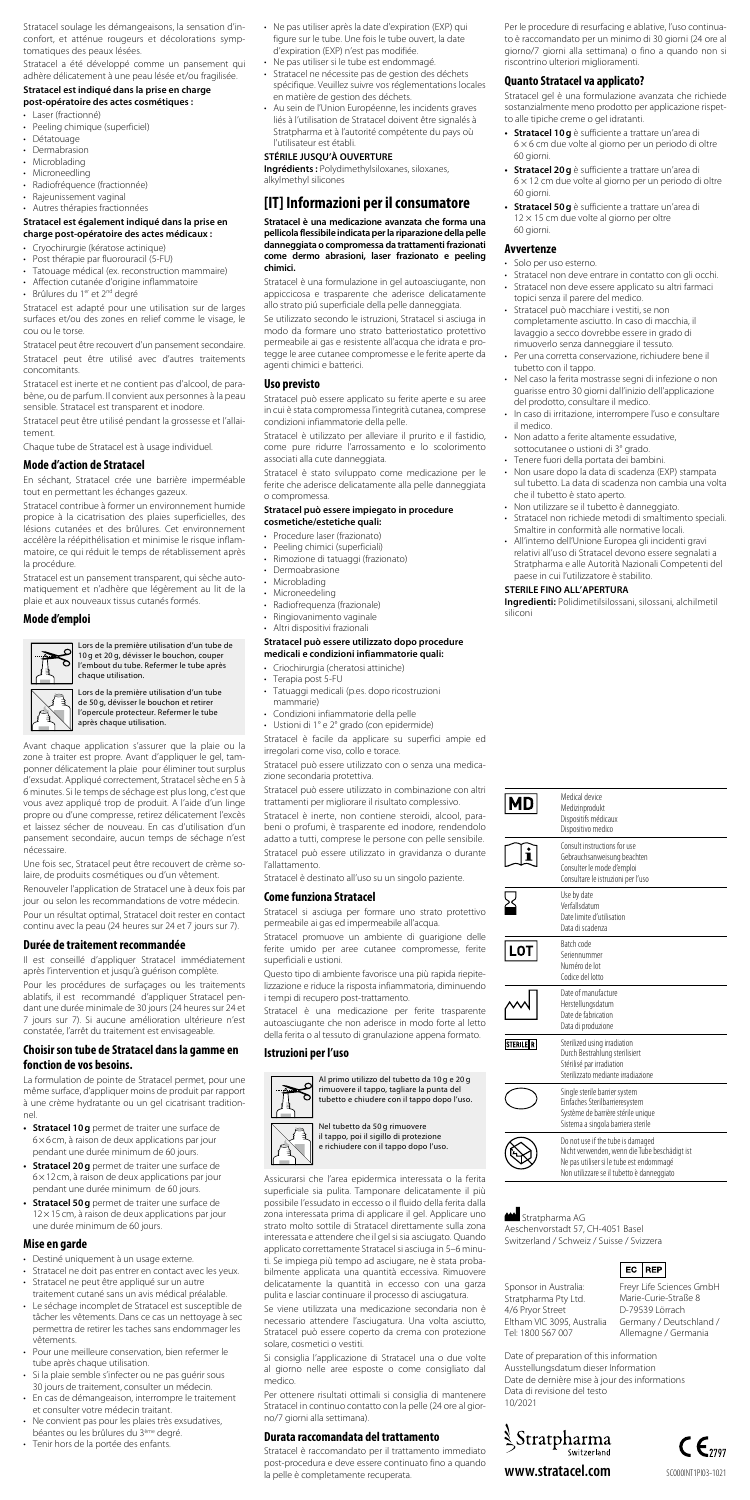Stratacel soulage les démangeaisons, la sensation d'inconfort, et atténue rougeurs et décolorations symptomatiques des peaux lésées.

Stratacel a été développé comme un pansement qui adhère délicatement à une peau lésée et/ou fragilisée.

**Stratacel est indiqué dans la prise en charge post-opératoire des actes cosmétiques :**

- Laser (fractionné)
- Peeling chimique (superficiel)
- Détatouage
- Dermabrasion
- Microblading
- Microneedling
- Radiofréquence (fractionnée)
- Rajeunissement vaginal
- Autres thérapies fractionnées

**Stratacel est également indiqué dans la prise en charge post-opératoire des actes médicaux :**

- Cryochirurgie (kératose actinique)
- Post thérapie par fluorouracil (5-FU)
- Tatouage médical (ex. reconstruction mammaire)
- Affection cutanée d'origine inflammatoire
- Brûlures du 1er et 2nd degré

Stratacel est adapté pour une utilisation sur de larges surfaces et/ou des zones en relief comme le visage, le cou ou le torse.

Stratacel peut être recouvert d'un pansement secondaire.

Stratacel peut être utilisé avec d'autres traitements concomitants.

Stratacel est inerte et ne contient pas d'alcool, de parabène, ou de parfum. Il convient aux personnes à la peau sensible. Stratacel est transparent et inodore.

Stratacel peut être utilisé pendant la grossesse et l'allaitement.

Chaque tube de Stratacel est à usage individuel.

## Mode d'action de Stratacel

En séchant, Stratacel crée une barrière imperméable tout en permettant les échanges gazeux.

Stratacel contribue à former un environnement humide propice à la cicatrisation des plaies superficielles, des lésions cutanées et des brûlures. Cet environnement accélère la réépithélisation et minimise le risque inflammatoire, ce qui réduit le temps de rétablissement après la procédure.

Stratacel est un pansement transparent, qui sèche automatiquement et n'adhère que légèrement au lit de la plaie et aux nouveaux tissus cutanés formés.

## Mode d'emploi

Lors de la première utilisation d'un tube de 10 g et 20 g, dévisser le bouchon, couper l'embout du tube. Refermer le tube après chaque utilisation.

Lors de la première utilisation d'un tube de 50 g, dévisser le bouchon et retirer l'opercule protecteur. Refermer le tube après chaque utilisation.

Avant chaque application s'assurer que la plaie ou la zone à traiter est propre. Avant d'appliquer le gel, tamponner délicatement la plaie pour éliminer tout surplus d'exsudat. Appliqué correctement, Stratacel sèche en 5 à 6 minutes. Si le temps de séchage est plus long, c'est que vous avez appliqué trop de produit. A l'aide d'un linge propre ou d'une compresse, retirez délicatement l'excès et laissez sécher de nouveau. En cas d'utilisation d'un pansement secondaire, aucun temps de séchage n'est nécessaire.

Une fois sec, Stratacel peut être recouvert de crème solaire, de produits cosmétiques ou d'un vêtement.

Renouveler l'application de Stratacel une à deux fois par jour ou selon les recommandations de votre médecin.

Pour un résultat optimal, Stratacel doit rester en contact continu avec la peau (24 heures sur 24 et 7 jours sur 7).

## Durée de traitement recommandée

Il est conseillé d'appliquer Stratacel immédiatement après l'intervention et jusqu'à guérison complète.

Pour les procédures de surfaçages ou les traitements ablatifs, il est recommandé d'appliquer Stratacel pendant une durée minimale de 30 jours (24 heures sur 24 et 7 jours sur 7). Si aucune amélioration ultérieure n'est constatée, l'arrêt du traitement est envisageable.

## Choisir son tube de Stratacel dans la gamme en fonction de vos besoins.

La formulation de pointe de Stratacel permet, pour une même surface, d'appliquer moins de produit par rapport à une crème hydratante ou un gel cicatrisant traditionnel.

- **Stratacel 10 g** permet de traiter une surface de 6 × 6 cm, à raison de deux applications par jour pendant une durée minimum de 60 jours.
- **Stratacel 20 g** permet de traiter une surface de 6 × 12 cm, à raison de deux applications par jour pendant une durée minimum de 60 jours.
- **Stratacel 50 g** permet de traiter une surface de 12 × 15 cm, à raison de deux applications par jour une durée minimum de 60 jours.

## Mise en garde

- Destiné uniquement à un usage externe.
- Stratacel ne doit pas entrer en contact avec les yeux.
- Stratacel ne peut être appliqué sur un autre traitement cutané sans un avis médical préalable.
- Le séchage incomplet de Stratacel est susceptible de tâcher les vêtements. Dans ce cas un nettoyage à sec permettra de retirer les taches sans endommager les vêtements.
- Pour une meilleure conservation, bien refermer le tube après chaque utilisation.
- Si la plaie semble s'infecter ou ne pas guérir sous 30 jours de traitement, consulter un médecin.
- En cas de démangeaison, interrompre le traitement et consulter votre médecin traitant.
- Ne convient pas pour les plaies très exsudatives, béantes ou les brûlures du 3ème degré.
- Tenir hors de la portée des enfants.
- Ne pas utiliser après la date d'expiration (EXP) qui figure sur le tube. Une fois le tube ouvert, la date d'expiration (EXP) n'est pas modifiée.
- Ne pas utiliser si le tube est endommagé.
- Stratacel ne nécessite pas de gestion des déchets spécifique. Veuillez suivre vos réglementations locales en matière de gestion des déchets.
- Au sein de l'Union Européenne, les incidents graves liés à l'utilisation de Stratacel doivent être signalés à Stratpharma et à l'autorité compétente du pays où l'utilisateur est établi.

**STÉRILE JUSQU'À OUVERTURE**

**Ingrédients :** Polydiméthylsiloxanes, siloxanes, alkylmethyl silicones

# [IT] Informazioni per il consumatore

**Stratacel è una medicazione avanzata che forma una pellicola flessibile indicata per la riparazione della pelle danneggiata o compromessa da trattamenti frazionati come dermo abrasioni, laser frazionato e peeling chimici.**

Stratacel è una formulazione in gel autoasciugante, non appiccicosa e trasparente che aderisce delicatamente allo strato più superficiale della pelle danneggiata.

Se utilizzato secondo le istruzioni, Stratacel si asciuga in modo da formare uno strato batteriostatico protettivo permeabile ai gas e resistente all'acqua che idrata e protegge le aree cutanee compromesse e le ferite aperte da agenti chimici e batteri.

## Uso previsto

Stratacel può essere applicato su ferite aperte e su aree in cui è stata compromessa l'integrità cutanea, comprese condizioni infiammatorie della pelle.

Stratacel è utilizzato per alleviare il prurito e il fastidio, come pure ridurre l'arrossamento e lo scolorimento associati alla cute danneggiata.

Stratacel è stato sviluppato come medicazione per le ferite che aderisce delicatamente alla pelle danneggiata o compromessa.

**Stratacel può essere impiegato in procedure cosmetiche/estetiche quali:**

- Procedure laser (frazionato)
- Peeling chimici (superficiali)
- Rimozione di tatuaggi (frazionato)
- Dermoabrasione
- Microblading
- Microneedeling
- Radiofrequenza (frazionale)
- Ringiovanimento vaginale
- Altri dispositivi frazionali

**Stratacel può essere utilizzato dopo procedure medicali e condizioni infiammatorie quali:**

- Criochirurgia (cheratosi attiniche)
- Terapia post 5-FU
- Tatuaggi medicali (p.es. dopo ricostruzioni mammarie)
- Condizioni infiammatorie della pelle
- Ustioni di 1° e 2° grado (con epidermide)

Stratacel è facile da applicare su superfici ampie ed irregolari come viso, collo e torace.

Stratacel può essere utilizzato con o senza una medicazione secondaria protettiva.

Stratacel può essere utilizzato in combinazione con altri trattamenti per migliorare il risultato complessivo.

Stratacel è inerte, non contiene steroidi, alcool, parabeni o profumi, è trasparente ed inodore, rendendolo adatto a tutti, comprese le persone con pelle sensibile.

Stratacel può essere utilizzato in gravidanza o durante l'allattamento.

Stratacel è destinato all'uso su un singolo paziente.

## Come funziona Stratacel

Stratacel si asciuga per formare uno strato protettivo permeabile ai gas ed impermeabile all'acqua.

Stratacel promuove un ambiente di guarigione delle ferite umido per aree cutanee compromesse, ferite superficiali e ustioni.

Questo tipo di ambiente favorisce una più rapida repitelizzazione e riduce la risposta infiammatoria, diminuendo i tempi di recupero post-trattamento.

Stratacel è una medicazione per ferite trasparente autoasciugante che non aderisce in modo forte al letto della ferita o al tessuto di granulazione appena formato.

## Istruzioni per l'uso

Al primo utilizzo del tubetto da 10 g e 20 g rimuovere il tappo, tagliare la punta del tubetto e chiudere con il tappo dopo l'uso.

Nel tubetto da 50 g rimuovere il tappo, poi il sigillo di protezione e richiudere con il tappo dopo l'uso.

Assicurarsi che l'area epidermica interessata o la ferita superficiale sia pulita. Tamponare delicatamente il più possibile l'essudato in eccesso o il fluido della ferita dalla zona interessata prima di applicare il gel. Applicare uno strato molto sottile di Stratacel direttamente sulla zona interessata e attendere che il gel si sia asciugato. Quando applicato correttamente Stratacel si asciuga in 5–6 minuti. Se impiega più tempo ad asciugare, ne è stata probabilmente applicata una quantità eccessiva. Rimuovere delicatamente la quantità in eccesso con una garza pulita e lasciar continuare il processo di asciugatura.

Se viene utilizzata una medicazione secondaria non è necessario attendere l'asciugatura. Una volta asciutto, Stratacel può essere coperto da crema con protezione solare, cosmetici o vestiti.

Si consiglia l'applicazione di Stratacel una o due volte al giorno nelle aree esposte o come consigliato dal medico.

Per ottenere risultati ottimali si consiglia di mantenere Stratacel in continuo contatto con la pelle (24 ore al giorno/7 giorni alla settimana).

## Durata raccomandata del trattamento

Stratacel è raccomandato per il trattamento immediato post-procedura e deve essere continuato fino a quando la pelle è completamente recuperata.

Per le procedure di resurfacing e ablative, l'uso continuato è raccomandato per un minimo di 30 giorni (24 ore al giorno/7 giorni alla settimana) o fino a quando non si riscontrino ulteriori miglioramenti.

## Quanto Stratacel va applicato?

Stratacel gel è una formulazione avanzata che richiede sostanzialmente meno prodotto per applicazione rispetto alle tipiche creme o gel idratanti.

- **Stratacel 10 g** è sufficiente a trattare un'area di 6 × 6 cm due volte al giorno per un periodo di oltre 60 giorni.
- **Stratacel 20 g** è sufficiente a trattare un'area di 6 × 12 cm due volte al giorno per un periodo di oltre 60 giorni.
- **Stratacel 50 g** è sufficiente a trattare un'area di 12 × 15 cm due volte al giorno per oltre 60 giorni.

## Avvertenze

- Solo per uso esterno.
- Stratacel non deve entrare in contatto con gli occhi.
- Stratacel non deve essere applicato su altri farmaci topici senza il parere del medico.
- Stratacel può macchiare i vestiti, se non completamente asciutto. In caso di macchia, il lavaggio a secco dovrebbe essere in grado di rimuoverlo senza danneggiare il tessuto.
- Per una corretta conservazione, richiudere bene il tubetto con il tappo.
- Nel caso la ferita mostrasse segni di infezione o non guarisse entro 30 giorni dall'inizio dell'applicazione del prodotto, consultare il medico.
- In caso di irritazione, interrompere l'uso e consultare il medico.
- Non adatto a ferite altamente essudative, sottocutanee o ustioni di 3° grado.
- Tenere fuori dalla portata dei bambini.
- Non usare dopo la data di scadenza (EXP) stampata sul tubetto. La data di scadenza non cambia una volta che il tubetto è stato aperto.
- Non utilizzare se il tubetto è danneggiato.
- Stratacel non richiede metodi di smaltimento speciali. Smaltire in conformità alle normative locali.
- All'interno dell'Unione Europea gli incidenti gravi relativi all'uso di Stratacel devono essere segnalati a Stratpharma e alle Autorità Nazionali Competenti del paese in cui l'utilizzatore è stabilito.

**STERILE FINO ALL'APERTURA**

**Ingredienti:** Polidimetilsilossani, silossani, alchilmetil siliconi

| | |
|---|---|
| MD | Medical device<br>Medizinprodukt<br>Dispositifs médicaux<br>Dispositivo medico |
| | Consult instructions for use<br>Gebrauchsanweisung beachten<br>Consulter le mode d'emploi<br>Consultare le istruzioni per l'uso |
| | Use by date<br>Verfallsdatum<br>Date limite d'utilisation<br>Data di scadenza |
| LOT | Batch code<br>Seriennummer<br>Numéro de lot<br>Codice del lotto |
| | Date of manufacture<br>Herstellungsdatum<br>Date de fabrication<br>Data di produzione |
| STERILE R | Sterilized using irradiation<br>Durch Bestrahlung sterilisiert<br>Stérilisé par irradiation<br>Sterilizzato mediante irradiazione |
| | Single sterile barrier system<br>Einfaches Sterilbarrieresystem<br>Système de barrière stérile unique<br>Sistema a singola barriera sterile |
| | Do not use if the tube is damaged<br>Nicht verwenden, wenn die Tube beschädigt ist<br>Ne pas utiliser si le tube est endommagé<br>Non utilizzare se il tubetto è danneggiato |

Stratpharma AG
Aeschenvorstadt 57, CH-4051 Basel
Switzerland / Schweiz / Suisse / Svizzera

EC REP

Sponsor in Australia:
Stratpharma Pty Ltd.
4/6 Pryor Street
Eltham VIC 3095, Australia
Tel: 1800 567 007

Freyr Life Sciences GmbH
Marie-Curie-Straße 8
D-79539 Lörrach
Germany / Deutschland / Allemagne / Germania

Date of preparation of this information
Ausstellungsdatum dieser Information
Date de dernière mise à jour des informations
Data di revisione del testo
10/2021

Stratpharma Switzerland

CE 2797

www.stratacel.com

SC000INT1PI03-1021